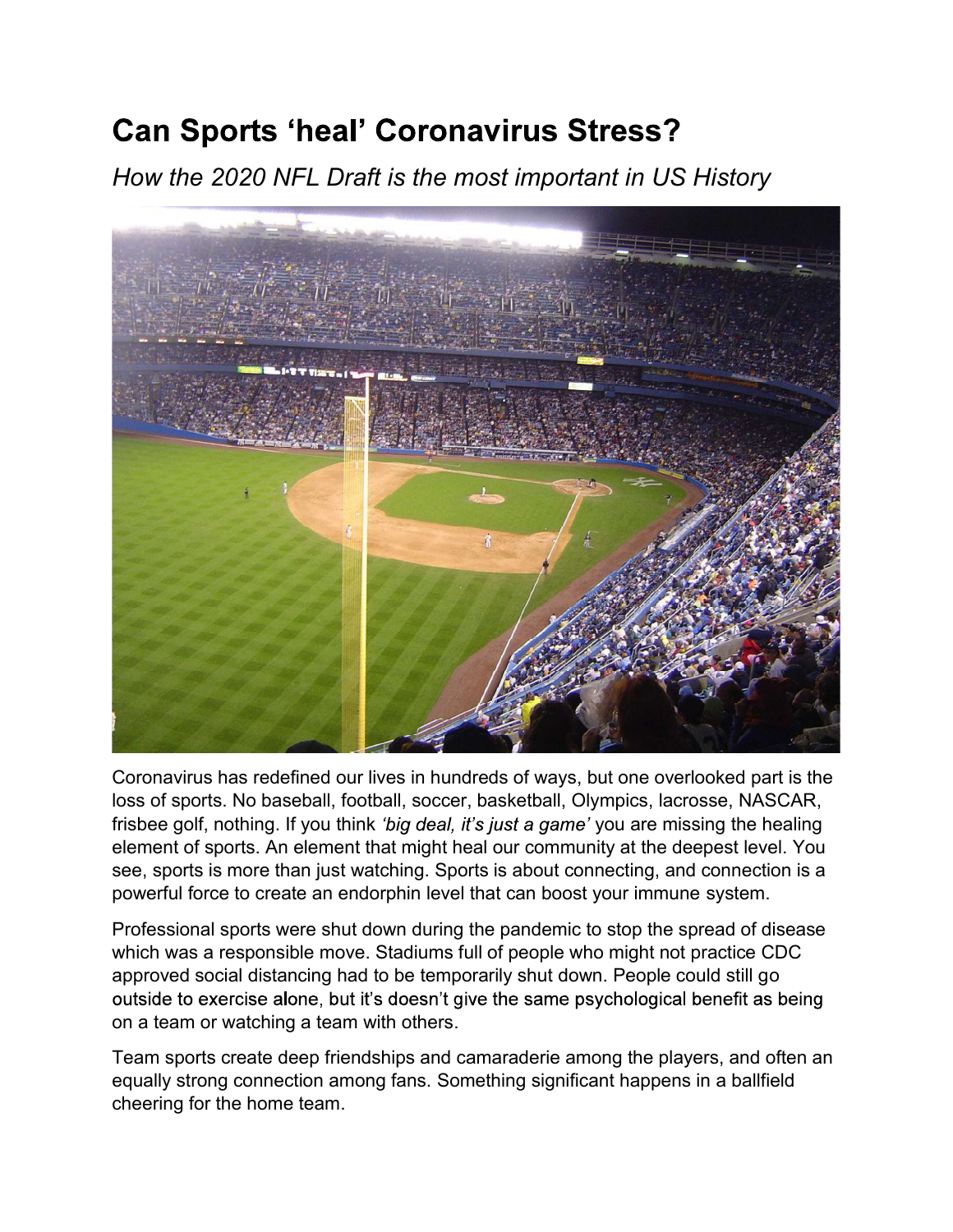# Can Sports 'heal' Coronavirus Stress?

*How the 2020 NFL Draft is the most important in US History*

Coronavirus has redefined our lives in hundreds of ways, but one overlooked part is the loss of sports. No baseball, football, soccer, basketball, Olympics, lacrosse, NASCAR, frisbee golf, nothing. If you think *'big deal, it's just a game'* you are missing the healing element of sports. An element that might heal our community at the deepest level. You see, sports is more than just watching. Sports is about connecting, and connection is a powerful force to create an endorphin level that can boost your immune system.

Professional sports were shut down during the pandemic to stop the spread of disease which was a responsible move. Stadiums full of people who might not practice CDC approved social distancing had to be temporarily shut down. People could still go outside to exercise alone, but it's doesn't give the same psychological benefit as being on a team or watching a team with others.

Team sports create deep friendships and camaraderie among the players, and often an equally strong connection among fans. Something significant happens in a ballfield cheering for the home team.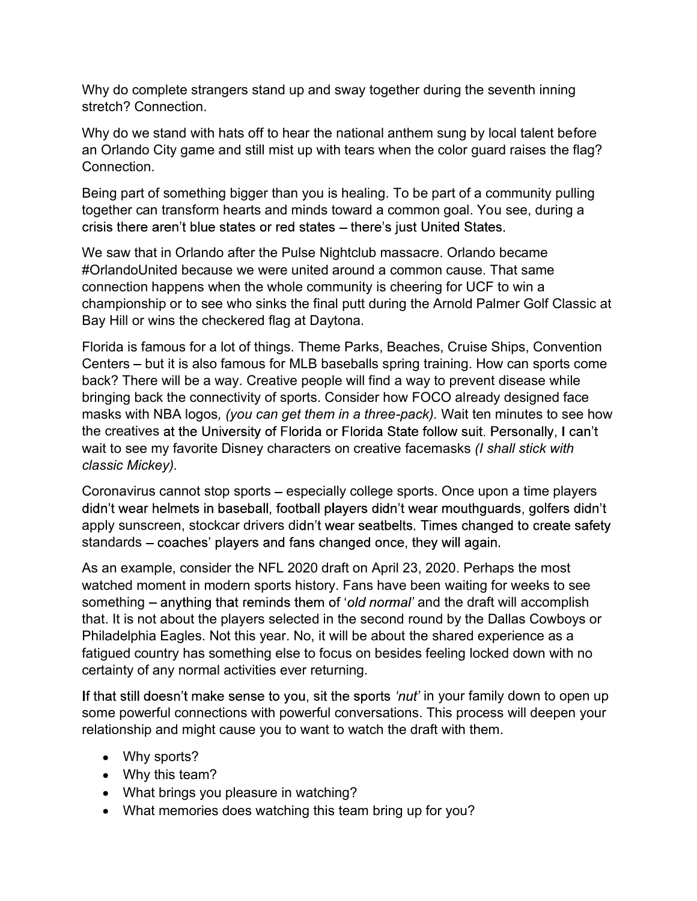Why do complete strangers stand up and sway together during the seventh inning stretch? Connection.

Why do we stand with hats off to hear the national anthem sung by local talent before an Orlando City game and still mist up with tears when the color guard raises the flag? Connection.

Being part of something bigger than you is healing. To be part of a community pulling together can transform hearts and minds toward a common goal. You see, during a crisis there aren't blue states or red states – there's just United States.

We saw that in Orlando after the Pulse Nightclub massacre. Orlando became #OrlandoUnited because we were united around a common cause. That same connection happens when the whole community is cheering for UCF to win a championship or to see who sinks the final putt during the Arnold Palmer Golf Classic at Bay Hill or wins the checkered flag at Daytona.

Florida is famous for a lot of things. Theme Parks, Beaches, Cruise Ships, Convention Centers – but it is also famous for MLB baseballs spring training. How can sports come back? There will be a way. Creative people will find a way to prevent disease while bringing back the connectivity of sports. Consider how FOCO already designed face masks with NBA logos*, (you can get them in a three-pack).* Wait ten minutes to see how the creatives at the University of Florida or Florida State follow suit. Personally, I can't wait to see my favorite Disney characters on creative facemasks *(I shall stick with classic Mickey).*

Coronavirus cannot stop sports – especially college sports. Once upon a time players didn't wear helmets in baseball, football players didn't wear mouthguards, golfers didn't apply sunscreen, stockcar drivers didn't wear seatbelts. Times changed to create safety standards – coaches' players and fans changed once, they will again.

As an example, consider the NFL 2020 draft on April 23, 2020. Perhaps the most watched moment in modern sports history. Fans have been waiting for weeks to see something – anything that reminds them of '*old normal*' and the draft will accomplish that. It is not about the players selected in the second round by the Dallas Cowboys or Philadelphia Eagles. Not this year. No, it will be about the shared experience as a fatigued country has something else to focus on besides feeling locked down with no certainty of any normal activities ever returning.

If that still doesn't make sense to you, sit the sports *'nut'* in your family down to open up some powerful connections with powerful conversations. This process will deepen your relationship and might cause you to want to watch the draft with them.

- Why sports?
- Why this team?
- What brings you pleasure in watching?
- What memories does watching this team bring up for you?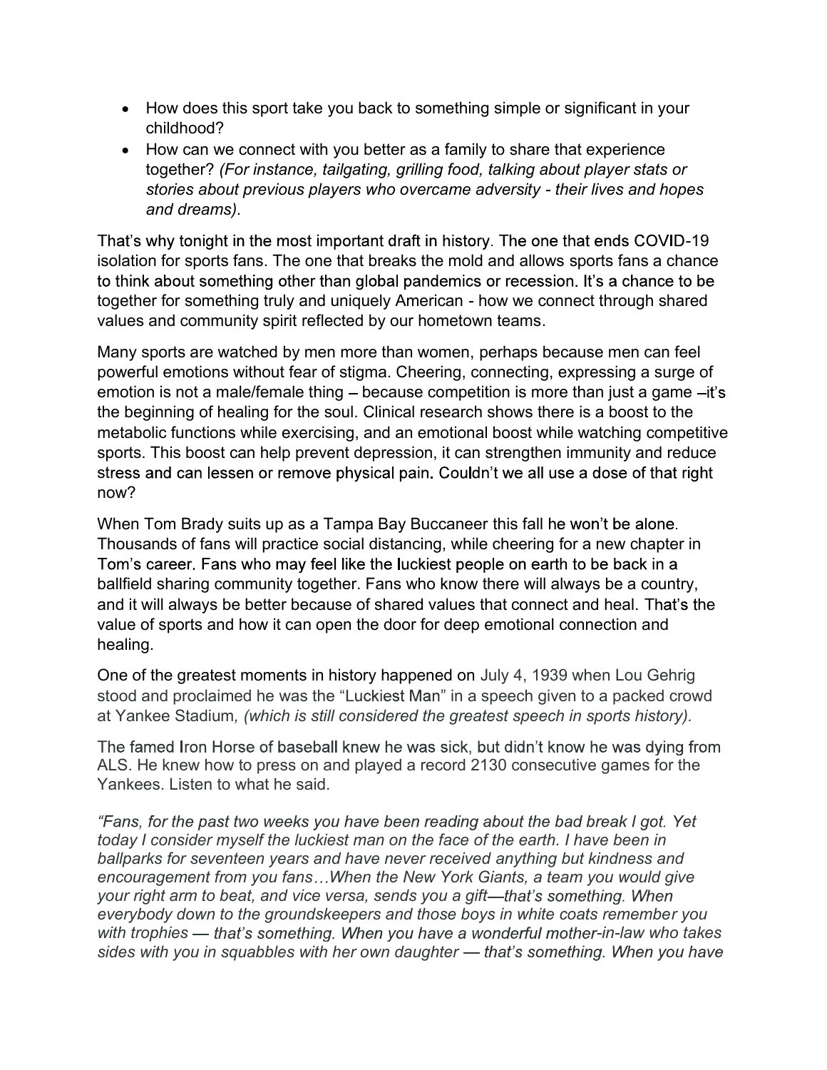- How does this sport take you back to something simple or significant in your childhood?
- How can we connect with you better as a family to share that experience together? *(For instance, tailgating, grilling food, talking about player stats or stories about previous players who overcame adversity - their lives and hopes and dreams).*

That's why tonight in the most important draft in history. The one that ends COVID-19 isolation for sports fans. The one that breaks the mold and allows sports fans a chance to think about something other than global pandemics or recession. It's a chance to be together for something truly and uniquely American - how we connect through shared values and community spirit reflected by our hometown teams.

Many sports are watched by men more than women, perhaps because men can feel powerful emotions without fear of stigma. Cheering, connecting, expressing a surge of emotion is not a male/female thing – because competition is more than just a game –it's the beginning of healing for the soul. Clinical research shows there is a boost to the metabolic functions while exercising, and an emotional boost while watching competitive sports. This boost can help prevent depression, it can strengthen immunity and reduce stress and can lessen or remove physical pain. Couldn't we all use a dose of that right now?

When Tom Brady suits up as a Tampa Bay Buccaneer this fall he won't be alone. Thousands of fans will practice social distancing, while cheering for a new chapter in Tom's career. Fans who may feel like the luckiest people on earth to be back in a ballfield sharing community together. Fans who know there will always be a country, and it will always be better because of shared values that connect and heal. That's the value of sports and how it can open the door for deep emotional connection and healing.

One of the greatest moments in history happened on July 4, 1939 when Lou Gehrig stood and proclaimed he was the "Luckiest Man" in a speech given to a packed crowd at Yankee Stadium, *(which is still considered the greatest speech in sports history).*

The famed Iron Horse of baseball knew he was sick, but didn't know he was dying from ALS. He knew how to press on and played a record 2130 consecutive games for the Yankees. Listen to what he said.

*"Fans, for the past two weeks you have been reading about the bad break I got. Yet today I consider myself the luckiest man on the face of the earth. I have been in ballparks for seventeen years and have never received anything but kindness and encouragement from you fans…When the New York Giants, a team you would give your right arm to beat, and vice versa, sends you a gift—that's something. When everybody down to the groundskeepers and those boys in white coats remember you with trophies — that's something. When you have a wonderful mother-in-law who takes sides with you in squabbles with her own daughter — that's something. When you have*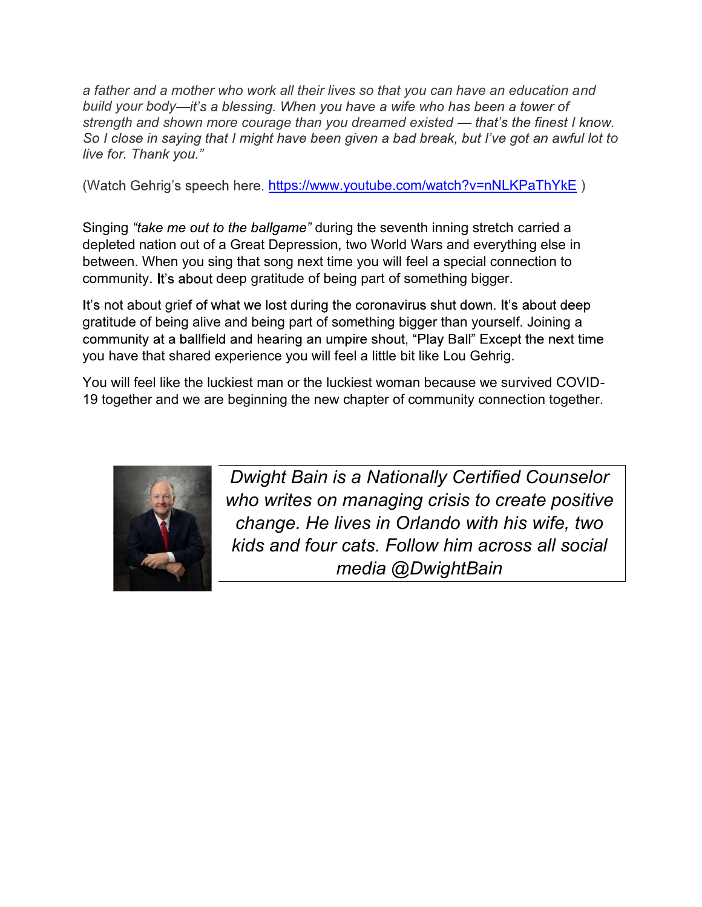*a father and a mother who work all their lives so that you can have an education and build your body—it's a blessing. When you have a wife who has been a tower of strength and shown more courage than you dreamed existed — that's the finest I know. So I close in saying that I might have been given a bad break, but I've got an awful lot to live for. Thank you."*

(Watch Gehrig's speech here. https://www.youtube.com/watch?v=nNLKPaThYkE )

Singing *"take me out to the ballgame"* during the seventh inning stretch carried a depleted nation out of a Great Depression, two World Wars and everything else in between. When you sing that song next time you will feel a special connection to community. It's about deep gratitude of being part of something bigger.

It's not about grief of what we lost during the coronavirus shut down. It's about deep gratitude of being alive and being part of something bigger than yourself. Joining a community at a ballfield and hearing an umpire shout, "Play Ball" Except the next time you have that shared experience you will feel a little bit like Lou Gehrig.

You will feel like the luckiest man or the luckiest woman because we survived COVID-19 together and we are beginning the new chapter of community connection together.

*Dwight Bain is a Nationally Certified Counselor who writes on managing crisis to create positive change. He lives in Orlando with his wife, two kids and four cats. Follow him across all social media @DwightBain*